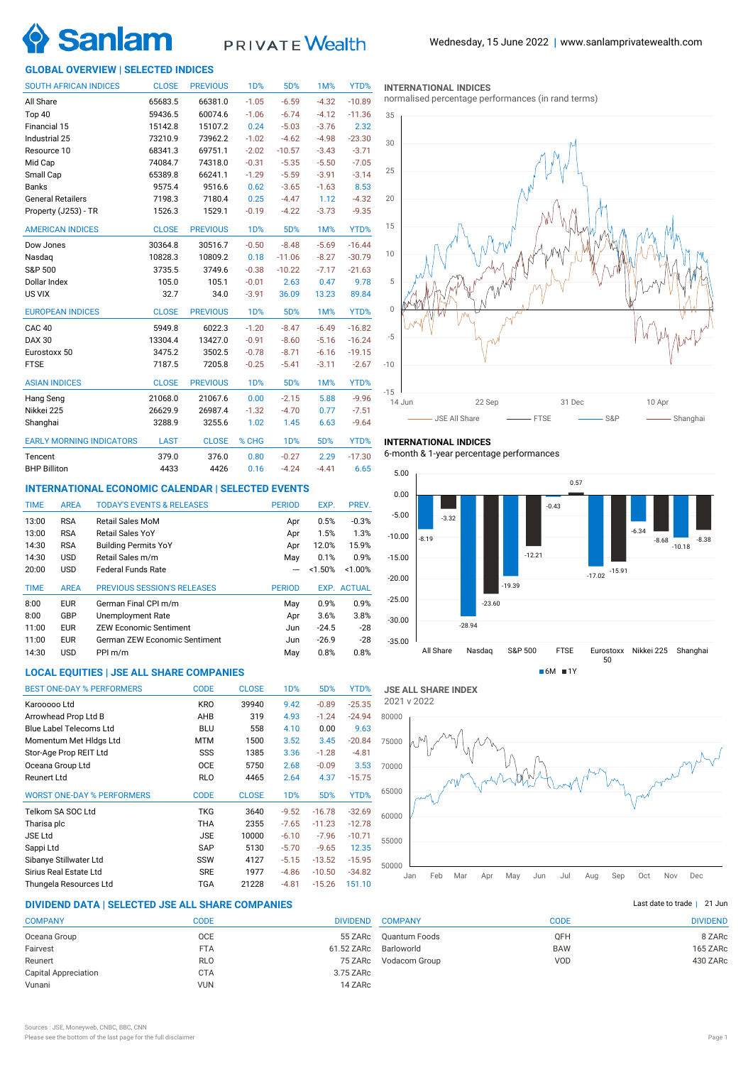Sanlam PRIVATE Wealth

Wednesday, 15 June 2022 | www.sanlamprivatewealth.com

## GLOBAL OVERVIEW | SELECTED INDICES

| SOUTH AFRICAN INDICES | CLOSE | PREVIOUS | 1D% | 5D% | 1M% | YTD% |
|---|---|---|---|---|---|---|
| All Share | 65683.5 | 66381.0 | -1.05 | -6.59 | -4.32 | -10.89 |
| Top 40 | 59436.5 | 60074.6 | -1.06 | -6.74 | -4.12 | -11.36 |
| Financial 15 | 15142.8 | 15107.2 | 0.24 | -5.03 | -3.76 | 2.32 |
| Industrial 25 | 73210.9 | 73962.2 | -1.02 | -4.62 | -4.98 | -23.30 |
| Resource 10 | 68341.3 | 69751.1 | -2.02 | -10.57 | -3.43 | -3.71 |
| Mid Cap | 74084.7 | 74318.0 | -0.31 | -5.35 | -5.50 | -7.05 |
| Small Cap | 65389.8 | 66241.1 | -1.29 | -5.59 | -3.91 | -3.14 |
| Banks | 9575.4 | 9516.6 | 0.62 | -3.65 | -1.63 | 8.53 |
| General Retailers | 7198.3 | 7180.4 | 0.25 | -4.47 | 1.12 | -4.32 |
| Property (J253) - TR | 1526.3 | 1529.1 | -0.19 | -4.22 | -3.73 | -9.35 |

| AMERICAN INDICES | CLOSE | PREVIOUS | 1D% | 5D% | 1M% | YTD% |
|---|---|---|---|---|---|---|
| Dow Jones | 30364.8 | 30516.7 | -0.50 | -8.48 | -5.69 | -16.44 |
| Nasdaq | 10828.3 | 10809.2 | 0.18 | -11.06 | -8.27 | -30.79 |
| S&P 500 | 3735.5 | 3749.6 | -0.38 | -10.22 | -7.17 | -21.63 |
| Dollar Index | 105.0 | 105.1 | -0.01 | 2.63 | 0.47 | 9.78 |
| US VIX | 32.7 | 34.0 | -3.91 | 36.09 | 13.23 | 89.84 |

| EUROPEAN INDICES | CLOSE | PREVIOUS | 1D% | 5D% | 1M% | YTD% |
|---|---|---|---|---|---|---|
| CAC 40 | 5949.8 | 6022.3 | -1.20 | -8.47 | -6.49 | -16.82 |
| DAX 30 | 13304.4 | 13427.0 | -0.91 | -8.60 | -5.16 | -16.24 |
| Eurostoxx 50 | 3475.2 | 3502.5 | -0.78 | -8.71 | -6.16 | -19.15 |
| FTSE | 7187.5 | 7205.8 | -0.25 | -5.41 | -3.11 | -2.67 |

| ASIAN INDICES | CLOSE | PREVIOUS | 1D% | 5D% | 1M% | YTD% |
|---|---|---|---|---|---|---|
| Hang Seng | 21068.0 | 21067.6 | 0.00 | -2.15 | 5.88 | -9.96 |
| Nikkei 225 | 26629.9 | 26987.4 | -1.32 | -4.70 | 0.77 | -7.51 |
| Shanghai | 3288.9 | 3255.6 | 1.02 | 1.45 | 6.63 | -9.64 |

| EARLY MORNING INDICATORS | LAST | CLOSE | % CHG | 1D% | 5D% | YTD% |
|---|---|---|---|---|---|---|
| Tencent | 379.0 | 376.0 | 0.80 | -0.27 | 2.29 | -17.30 |
| BHP Billiton | 4433 | 4426 | 0.16 | -4.24 | -4.41 | 6.65 |

### INTERNATIONAL INDICES

normalised percentage performances (in rand terms)

(Chart: 14 Jun – 22 Sep – 31 Dec – 10 Apr; JSE All Share, FTSE, S&P, Shanghai)

### INTERNATIONAL INDICES

6-month & 1-year percentage performances

| Index | 6M | 1Y |
|---|---|---|
| All Share | -8.19 | -3.32 |
| Nasdaq | -28.94 | -23.60 |
| S&P 500 | -19.39 | -12.21 |
| FTSE | -0.43 | 0.57 |
| Eurostoxx 50 | -17.02 | -15.91 |
| Nikkei 225 | -6.34 | -8.68 |
| Shanghai | -10.18 | -8.38 |

## INTERNATIONAL ECONOMIC CALENDAR | SELECTED EVENTS

| TIME | AREA | TODAY'S EVENTS & RELEASES | PERIOD | EXP. | PREV. |
|---|---|---|---|---|---|
| 13:00 | RSA | Retail Sales MoM | Apr | 0.5% | -0.3% |
| 13:00 | RSA | Retail Sales YoY | Apr | 1.5% | 1.3% |
| 14:30 | RSA | Building Permits YoY | Apr | 12.0% | 15.9% |
| 14:30 | USD | Retail Sales m/m | May | 0.1% | 0.9% |
| 20:00 | USD | Federal Funds Rate | --- | <1.50% | <1.00% |

| TIME | AREA | PREVIOUS SESSION'S RELEASES | PERIOD | EXP. | ACTUAL |
|---|---|---|---|---|---|
| 8:00 | EUR | German Final CPI m/m | May | 0.9% | 0.9% |
| 8:00 | GBP | Unemployment Rate | Apr | 3.6% | 3.8% |
| 11:00 | EUR | ZEW Economic Sentiment | Jun | -24.5 | -28 |
| 11:00 | EUR | German ZEW Economic Sentiment | Jun | -26.9 | -28 |
| 14:30 | USD | PPI m/m | May | 0.8% | 0.8% |

## LOCAL EQUITIES | JSE ALL SHARE COMPANIES

| BEST ONE-DAY % PERFORMERS | CODE | CLOSE | 1D% | 5D% | YTD% |
|---|---|---|---|---|---|
| Karooooo Ltd | KRO | 39940 | 9.42 | -0.89 | -25.35 |
| Arrowhead Prop Ltd B | AHB | 319 | 4.93 | -1.24 | -24.94 |
| Blue Label Telecoms Ltd | BLU | 558 | 4.10 | 0.00 | 9.63 |
| Momentum Met Hldgs Ltd | MTM | 1500 | 3.52 | 3.45 | -20.84 |
| Stor-Age Prop REIT Ltd | SSS | 1385 | 3.36 | -1.28 | -4.81 |
| Oceana Group Ltd | OCE | 5750 | 2.68 | -0.09 | 3.53 |
| Reunert Ltd | RLO | 4465 | 2.64 | 4.37 | -15.75 |

| WORST ONE-DAY % PERFORMERS | CODE | CLOSE | 1D% | 5D% | YTD% |
|---|---|---|---|---|---|
| Telkom SA SOC Ltd | TKG | 3640 | -9.52 | -16.78 | -32.69 |
| Tharisa plc | THA | 2355 | -7.65 | -11.23 | -12.78 |
| JSE Ltd | JSE | 10000 | -6.10 | -7.96 | -10.71 |
| Sappi Ltd | SAP | 5130 | -5.70 | -9.65 | 12.35 |
| Sibanye Stillwater Ltd | SSW | 4127 | -5.15 | -13.52 | -15.95 |
| Sirius Real Estate Ltd | SRE | 1977 | -4.86 | -10.50 | -34.82 |
| Thungela Resources Ltd | TGA | 21228 | -4.81 | -15.26 | 151.10 |

### JSE ALL SHARE INDEX

2021 v 2022

(Chart: Jan – Dec)

## DIVIDEND DATA | SELECTED JSE ALL SHARE COMPANIES

Last date to trade | 21 Jun

| COMPANY | CODE | DIVIDEND |
|---|---|---|
| Oceana Group | OCE | 55 ZARc |
| Fairvest | FTA | 61.52 ZARc |
| Reunert | RLO | 75 ZARc |
| Capital Appreciation | CTA | 3.75 ZARc |
| Vunani | VUN | 14 ZARc |
| Quantum Foods | QFH | 8 ZARc |
| Barloworld | BAW | 165 ZARc |
| Vodacom Group | VOD | 430 ZARc |

Sources : JSE, Moneyweb, CNBC, BBC, CNN
Please see the bottom of the last page for the full disclaimer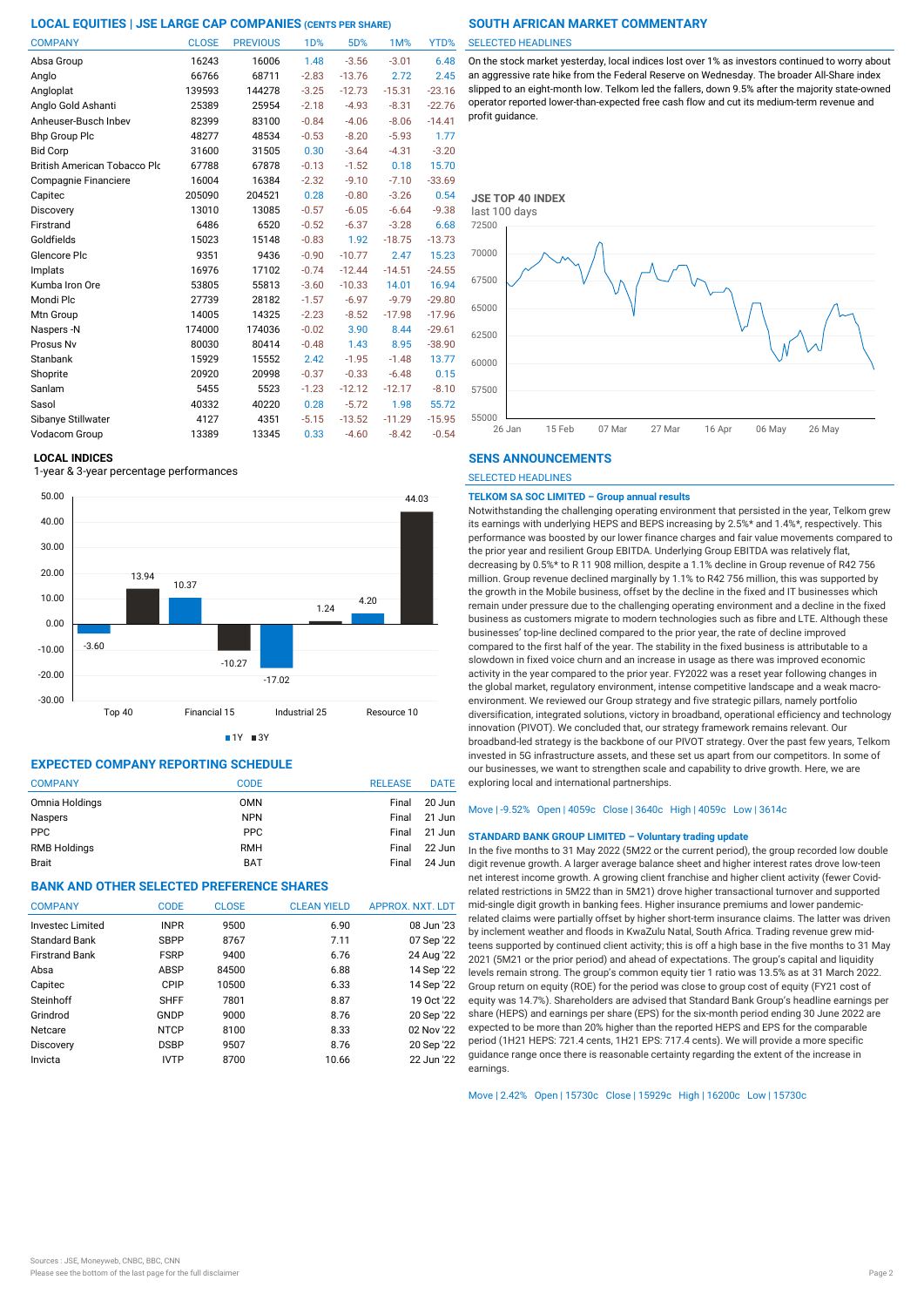## LOCAL EQUITIES | JSE LARGE CAP COMPANIES (CENTS PER SHARE)

| COMPANY | CLOSE | PREVIOUS | 1D% | 5D% | 1M% | YTD% |
|---|---|---|---|---|---|---|
| Absa Group | 16243 | 16006 | 1.48 | -3.56 | -3.01 | 6.48 |
| Anglo | 66766 | 68711 | -2.83 | -13.76 | 2.72 | 2.45 |
| Angloplat | 139593 | 144278 | -3.25 | -12.73 | -15.31 | -23.16 |
| Anglo Gold Ashanti | 25389 | 25954 | -2.18 | -4.93 | -8.31 | -22.76 |
| Anheuser-Busch Inbev | 82399 | 83100 | -0.84 | -4.06 | -8.06 | -14.41 |
| Bhp Group Plc | 48277 | 48534 | -0.53 | -8.20 | -5.93 | 1.77 |
| Bid Corp | 31600 | 31505 | 0.30 | -3.64 | -4.31 | -3.20 |
| British American Tobacco Plc | 67788 | 67878 | -0.13 | -1.52 | 0.18 | 15.70 |
| Compagnie Financiere | 16004 | 16384 | -2.32 | -9.10 | -7.10 | -33.69 |
| Capitec | 205090 | 204521 | 0.28 | -0.80 | -3.26 | 0.54 |
| Discovery | 13010 | 13085 | -0.57 | -6.05 | -6.64 | -9.38 |
| Firstrand | 6486 | 6520 | -0.52 | -6.37 | -3.28 | 6.68 |
| Goldfields | 15023 | 15148 | -0.83 | 1.92 | -18.75 | -13.73 |
| Glencore Plc | 9351 | 9436 | -0.90 | -10.77 | 2.47 | 15.23 |
| Implats | 16976 | 17102 | -0.74 | -12.44 | -14.51 | -24.55 |
| Kumba Iron Ore | 53805 | 55813 | -3.60 | -10.33 | 14.01 | 16.94 |
| Mondi Plc | 27739 | 28182 | -1.57 | -6.97 | -9.79 | -29.80 |
| Mtn Group | 14005 | 14325 | -2.23 | -8.52 | -17.98 | -17.96 |
| Naspers -N | 174000 | 174036 | -0.02 | 3.90 | 8.44 | -29.61 |
| Prosus Nv | 80030 | 80414 | -0.48 | 1.43 | 8.95 | -38.90 |
| Stanbank | 15929 | 15552 | 2.42 | -1.95 | -1.48 | 13.77 |
| Shoprite | 20920 | 20998 | -0.37 | -0.33 | -6.48 | 0.15 |
| Sanlam | 5455 | 5523 | -1.23 | -12.12 | -12.17 | -8.10 |
| Sasol | 40332 | 40220 | 0.28 | -5.72 | 1.98 | 55.72 |
| Sibanye Stillwater | 4127 | 4351 | -5.15 | -13.52 | -11.29 | -15.95 |
| Vodacom Group | 13389 | 13345 | 0.33 | -4.60 | -8.42 | -0.54 |

### LOCAL INDICES

1-year & 3-year percentage performances

| Index | 1Y | 3Y |
|---|---|---|
| Top 40 | -3.60 | 13.94 |
| Financial 15 | 10.37 | -10.27 |
| Industrial 25 | -17.02 | 1.24 |
| Resource 10 | 4.20 | 44.03 |

## EXPECTED COMPANY REPORTING SCHEDULE

| COMPANY | CODE | RELEASE | DATE |
|---|---|---|---|
| Omnia Holdings | OMN | Final | 20 Jun |
| Naspers | NPN | Final | 21 Jun |
| PPC | PPC | Final | 21 Jun |
| RMB Holdings | RMH | Final | 22 Jun |
| Brait | BAT | Final | 24 Jun |

## BANK AND OTHER SELECTED PREFERENCE SHARES

| COMPANY | CODE | CLOSE | CLEAN YIELD | APPROX. NXT. LDT |
|---|---|---|---|---|
| Investec Limited | INPR | 9500 | 6.90 | 08 Jun '23 |
| Standard Bank | SBPP | 8767 | 7.11 | 07 Sep '22 |
| Firstrand Bank | FSRP | 9400 | 6.76 | 24 Aug '22 |
| Absa | ABSP | 84500 | 6.88 | 14 Sep '22 |
| Capitec | CPIP | 10500 | 6.33 | 14 Sep '22 |
| Steinhoff | SHFF | 7801 | 8.87 | 19 Oct '22 |
| Grindrod | GNDP | 9000 | 8.76 | 20 Sep '22 |
| Netcare | NTCP | 8100 | 8.33 | 02 Nov '22 |
| Discovery | DSBP | 9507 | 8.76 | 20 Sep '22 |
| Invicta | IVTP | 8700 | 10.66 | 22 Jun '22 |

## SOUTH AFRICAN MARKET COMMENTARY

SELECTED HEADLINES

On the stock market yesterday, local indices lost over 1% as investors continued to worry about an aggressive rate hike from the Federal Reserve on Wednesday. The broader All-Share index slipped to an eight-month low. Telkom led the fallers, down 9.5% after the majority state-owned operator reported lower-than-expected free cash flow and cut its medium-term revenue and profit guidance.

### JSE TOP 40 INDEX

last 100 days

## SENS ANNOUNCEMENTS

SELECTED HEADLINES

**TELKOM SA SOC LIMITED – Group annual results**

Notwithstanding the challenging operating environment that persisted in the year, Telkom grew its earnings with underlying HEPS and BEPS increasing by 2.5%* and 1.4%*, respectively. This performance was boosted by our lower finance charges and fair value movements compared to the prior year and resilient Group EBITDA. Underlying Group EBITDA was relatively flat, decreasing by 0.5%* to R 11 908 million, despite a 1.1% decline in Group revenue of R42 756 million. Group revenue declined marginally by 1.1% to R42 756 million, this was supported by the growth in the Mobile business, offset by the decline in the fixed and IT businesses which remain under pressure due to the challenging operating environment and a decline in the fixed business as customers migrate to modern technologies such as fibre and LTE. Although these businesses' top-line declined compared to the prior year, the rate of decline improved compared to the first half of the year. The stability in the fixed business is attributable to a slowdown in fixed voice churn and an increase in usage as there was improved economic activity in the year compared to the prior year. FY2022 was a reset year following changes in the global market, regulatory environment, intense competitive landscape and a weak macro-environment. We reviewed our Group strategy and five strategic pillars, namely portfolio diversification, integrated solutions, victory in broadband, operational efficiency and technology innovation (PIVOT). We concluded that, our strategy framework remains relevant. Our broadband-led strategy is the backbone of our PIVOT strategy. Over the past few years, Telkom invested in 5G infrastructure assets, and these set us apart from our competitors. In some of our businesses, we want to strengthen scale and capability to drive growth. Here, we are exploring local and international partnerships.

Move | -9.52% Open | 4059c Close | 3640c High | 4059c Low | 3614c

**STANDARD BANK GROUP LIMITED – Voluntary trading update**

In the five months to 31 May 2022 (5M22 or the current period), the group recorded low double digit revenue growth. A larger average balance sheet and higher interest rates drove low-teen net interest income growth. A growing client franchise and higher client activity (fewer Covid-related restrictions in 5M22 than in 5M21) drove higher transactional turnover and supported mid-single digit growth in banking fees. Higher insurance premiums and lower pandemic-related claims were partially offset by higher short-term insurance claims. The latter was driven by inclement weather and floods in KwaZulu Natal, South Africa. Trading revenue grew mid-teens supported by continued client activity; this is off a high base in the five months to 31 May 2021 (5M21 or the prior period) and ahead of expectations. The group's capital and liquidity levels remain strong. The group's common equity tier 1 ratio was 13.5% as at 31 March 2022. Group return on equity (ROE) for the period was close to group cost of equity (FY21 cost of equity was 14.7%). Shareholders are advised that Standard Bank Group's headline earnings per share (HEPS) and earnings per share (EPS) for the six-month period ending 30 June 2022 are expected to be more than 20% higher than the reported HEPS and EPS for the comparable period (1H21 HEPS: 721.4 cents, 1H21 EPS: 717.4 cents). We will provide a more specific guidance range once there is reasonable certainty regarding the extent of the increase in earnings.

Move | 2.42% Open | 15730c Close | 15929c High | 16200c Low | 15730c

Sources : JSE, Moneyweb, CNBC, BBC, CNN

Please see the bottom of the last page for the full disclaimer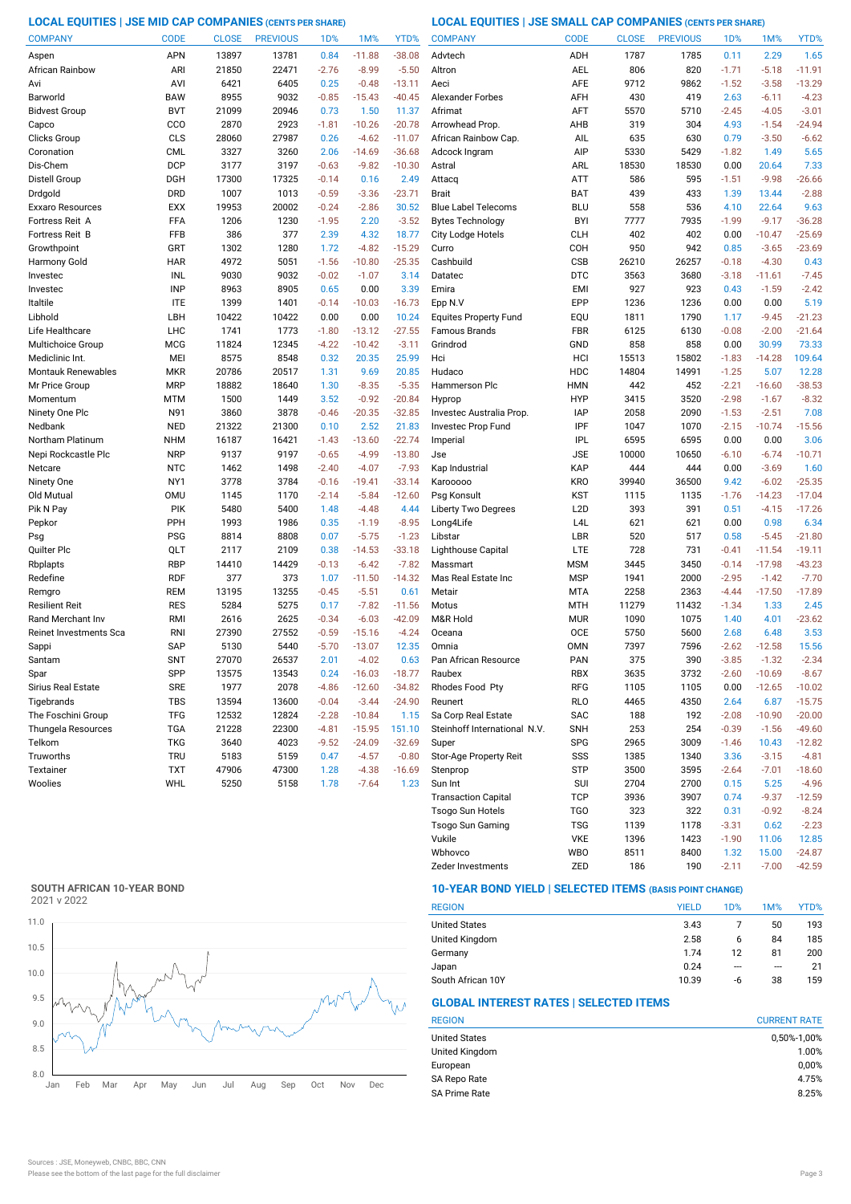## LOCAL EQUITIES | JSE MID CAP COMPANIES (CENTS PER SHARE)

| COMPANY | CODE | CLOSE | PREVIOUS | 1D% | 1M% | YTD% |
|---|---|---|---|---|---|---|
| Aspen | APN | 13897 | 13781 | 0.84 | -11.88 | -38.08 |
| African Rainbow | ARI | 21850 | 22471 | -2.76 | -8.99 | -5.50 |
| Avi | AVI | 6421 | 6405 | 0.25 | -0.48 | -13.11 |
| Barworld | BAW | 8955 | 9032 | -0.85 | -15.43 | -40.45 |
| Bidvest Group | BVT | 21099 | 20946 | 0.73 | 1.50 | 11.37 |
| Capco | CCO | 2870 | 2923 | -1.81 | -10.26 | -20.78 |
| Clicks Group | CLS | 28060 | 27987 | 0.26 | -4.62 | -11.07 |
| Coronation | CML | 3327 | 3260 | 2.06 | -14.69 | -36.68 |
| Dis-Chem | DCP | 3177 | 3197 | -0.63 | -9.82 | -10.30 |
| Distell Group | DGH | 17300 | 17325 | -0.14 | 0.16 | 2.49 |
| Drdgold | DRD | 1007 | 1013 | -0.59 | -3.36 | -23.71 |
| Exxaro Resources | EXX | 19953 | 20002 | -0.24 | -2.86 | 30.52 |
| Fortress Reit A | FFA | 1206 | 1230 | -1.95 | 2.20 | -3.52 |
| Fortress Reit B | FFB | 386 | 377 | 2.39 | 4.32 | 18.77 |
| Growthpoint | GRT | 1302 | 1280 | 1.72 | -4.82 | -15.29 |
| Harmony Gold | HAR | 4972 | 5051 | -1.56 | -10.80 | -25.35 |
| Investec | INL | 9030 | 9032 | -0.02 | -1.07 | 3.14 |
| Investec | INP | 8963 | 8905 | 0.65 | 0.00 | 3.39 |
| Italtile | ITE | 1399 | 1401 | -0.14 | -10.03 | -16.73 |
| Libhold | LBH | 10422 | 10422 | 0.00 | 0.00 | 10.24 |
| Life Healthcare | LHC | 1741 | 1773 | -1.80 | -13.12 | -27.55 |
| Multichoice Group | MCG | 11824 | 12345 | -4.22 | -10.42 | -3.11 |
| Mediclinic Int. | MEI | 8575 | 8548 | 0.32 | 20.35 | 25.99 |
| Montauk Renewables | MKR | 20786 | 20517 | 1.31 | 9.69 | 20.85 |
| Mr Price Group | MRP | 18882 | 18640 | 1.30 | -8.35 | -5.35 |
| Momentum | MTM | 1500 | 1449 | 3.52 | -0.92 | -20.84 |
| Ninety One Plc | N91 | 3860 | 3878 | -0.46 | -20.35 | -32.85 |
| Nedbank | NED | 21322 | 21300 | 0.10 | 2.52 | 21.83 |
| Northam Platinum | NHM | 16187 | 16421 | -1.43 | -13.60 | -22.74 |
| Nepi Rockcastle Plc | NRP | 9137 | 9197 | -0.65 | -4.99 | -13.80 |
| Netcare | NTC | 1462 | 1498 | -2.40 | -4.07 | -7.93 |
| Ninety One | NY1 | 3778 | 3784 | -0.16 | -19.41 | -33.14 |
| Old Mutual | OMU | 1145 | 1170 | -2.14 | -5.84 | -12.60 |
| Pik N Pay | PIK | 5480 | 5400 | 1.48 | -4.48 | 4.44 |
| Pepkor | PPH | 1993 | 1986 | 0.35 | -1.19 | -8.95 |
| Psg | PSG | 8814 | 8808 | 0.07 | -5.75 | -1.23 |
| Quilter Plc | QLT | 2117 | 2109 | 0.38 | -14.53 | -33.18 |
| Rbplapts | RBP | 14410 | 14429 | -0.13 | -6.42 | -7.82 |
| Redefine | RDF | 377 | 373 | 1.07 | -11.50 | -14.32 |
| Remgro | REM | 13195 | 13255 | -0.45 | -5.51 | 0.61 |
| Resilient Reit | RES | 5284 | 5275 | 0.17 | -7.82 | -11.56 |
| Rand Merchant Inv | RMI | 2616 | 2625 | -0.34 | -6.03 | -42.09 |
| Reinet Investments Sca | RNI | 27390 | 27552 | -0.59 | -15.16 | -4.24 |
| Sappi | SAP | 5130 | 5440 | -5.70 | -13.07 | 12.35 |
| Santam | SNT | 27070 | 26537 | 2.01 | -4.02 | 0.63 |
| Spar | SPP | 13575 | 13543 | 0.24 | -16.03 | -18.77 |
| Sirius Real Estate | SRE | 1977 | 2078 | -4.86 | -12.60 | -34.82 |
| Tigebrands | TBS | 13594 | 13600 | -0.04 | -3.44 | -24.90 |
| The Foschini Group | TFG | 12532 | 12824 | -2.28 | -10.84 | 1.15 |
| Thungela Resources | TGA | 21228 | 22300 | -4.81 | -15.95 | 151.10 |
| Telkom | TKG | 3640 | 4023 | -9.52 | -24.09 | -32.69 |
| Truworths | TRU | 5183 | 5159 | 0.47 | -4.57 | -0.80 |
| Textainer | TXT | 47906 | 47300 | 1.28 | -4.38 | -16.69 |
| Woolies | WHL | 5250 | 5158 | 1.78 | -7.64 | 1.23 |

## LOCAL EQUITIES | JSE SMALL CAP COMPANIES (CENTS PER SHARE)

| COMPANY | CODE | CLOSE | PREVIOUS | 1D% | 1M% | YTD% |
|---|---|---|---|---|---|---|
| Advtech | ADH | 1787 | 1785 | 0.11 | 2.29 | 1.65 |
| Altron | AEL | 806 | 820 | -1.71 | -5.18 | -11.91 |
| Aeci | AFE | 9712 | 9862 | -1.52 | -3.58 | -13.29 |
| Alexander Forbes | AFH | 430 | 419 | 2.63 | -6.11 | -4.23 |
| Afrimat | AFT | 5570 | 5710 | -2.45 | -4.05 | -3.01 |
| Arrowhead Prop. | AHB | 319 | 304 | 4.93 | -1.54 | -24.94 |
| African Rainbow Cap. | AIL | 635 | 630 | 0.79 | -3.50 | -6.62 |
| Adcock Ingram | AIP | 5330 | 5429 | -1.82 | 1.49 | 5.65 |
| Astral | ARL | 18530 | 18530 | 0.00 | 20.64 | 7.33 |
| Attacq | ATT | 586 | 595 | -1.51 | -9.98 | -26.66 |
| Brait | BAT | 439 | 433 | 1.39 | 13.44 | -2.88 |
| Blue Label Telecoms | BLU | 558 | 536 | 4.10 | 22.64 | 9.63 |
| Bytes Technology | BYI | 7777 | 7935 | -1.99 | -9.17 | -36.28 |
| City Lodge Hotels | CLH | 402 | 402 | 0.00 | -10.47 | -25.69 |
| Curro | COH | 950 | 942 | 0.85 | -3.65 | -23.69 |
| Cashbuild | CSB | 26210 | 26257 | -0.18 | -4.30 | 0.43 |
| Datatec | DTC | 3563 | 3680 | -3.18 | -11.61 | -7.45 |
| Emira | EMI | 927 | 923 | 0.43 | -1.59 | -2.42 |
| Epp N.V | EPP | 1236 | 1236 | 0.00 | 0.00 | 5.19 |
| Equites Property Fund | EQU | 1811 | 1790 | 1.17 | -9.45 | -21.23 |
| Famous Brands | FBR | 6125 | 6130 | -0.08 | -2.00 | -21.64 |
| Grindrod | GND | 858 | 858 | 0.00 | 30.99 | 73.33 |
| Hci | HCI | 15513 | 15802 | -1.83 | -14.28 | 109.64 |
| Hudaco | HDC | 14804 | 14991 | -1.25 | 5.07 | 12.28 |
| Hammerson Plc | HMN | 442 | 452 | -2.21 | -16.60 | -38.53 |
| Hyprop | HYP | 3415 | 3520 | -2.98 | -1.67 | -8.32 |
| Investec Australia Prop. | IAP | 2058 | 2090 | -1.53 | -2.51 | 7.08 |
| Investec Prop Fund | IPF | 1047 | 1070 | -2.15 | -10.74 | -15.56 |
| Imperial | IPL | 6595 | 6595 | 0.00 | 0.00 | 3.06 |
| Jse | JSE | 10000 | 10650 | -6.10 | -6.74 | -10.71 |
| Kap Industrial | KAP | 444 | 444 | 0.00 | -3.69 | 1.60 |
| Karooooo | KRO | 39940 | 36500 | 9.42 | -6.02 | -25.35 |
| Psg Konsult | KST | 1115 | 1135 | -1.76 | -14.23 | -17.04 |
| Liberty Two Degrees | L2D | 393 | 391 | 0.51 | -4.15 | -17.26 |
| Long4Life | L4L | 621 | 621 | 0.00 | 0.98 | 6.34 |
| Libstar | LBR | 520 | 517 | 0.58 | -5.45 | -21.80 |
| Lighthouse Capital | LTE | 728 | 731 | -0.41 | -11.54 | -19.11 |
| Massmart | MSM | 3445 | 3450 | -0.14 | -17.98 | -43.23 |
| Mas Real Estate Inc | MSP | 1941 | 2000 | -2.95 | -1.42 | -7.70 |
| Metair | MTA | 2258 | 2363 | -4.44 | -17.50 | -17.89 |
| Motus | MTH | 11279 | 11432 | -1.34 | 1.33 | 2.45 |
| M&R Hold | MUR | 1090 | 1075 | 1.40 | 4.01 | -23.62 |
| Oceana | OCE | 5750 | 5600 | 2.68 | 6.48 | 3.53 |
| Omnia | OMN | 7397 | 7596 | -2.62 | -12.58 | 15.56 |
| Pan African Resource | PAN | 375 | 390 | -3.85 | -1.32 | -2.34 |
| Raubex | RBX | 3635 | 3732 | -2.60 | -10.69 | -8.67 |
| Rhodes Food Pty | RFG | 1105 | 1105 | 0.00 | -12.65 | -10.02 |
| Reunert | RLO | 4465 | 4350 | 2.64 | 6.87 | -15.75 |
| Sa Corp Real Estate | SAC | 188 | 192 | -2.08 | -10.90 | -20.00 |
| Steinhoff International N.V. | SNH | 253 | 254 | -0.39 | -1.56 | -49.60 |
| Super | SPG | 2965 | 3009 | -1.46 | 10.43 | -12.82 |
| Stor-Age Property Reit | SSS | 1385 | 1340 | 3.36 | -3.15 | -4.81 |
| Stenprop | STP | 3500 | 3595 | -2.64 | -7.01 | -18.60 |
| Sun Int | SUI | 2704 | 2700 | 0.15 | 5.25 | -4.96 |
| Transaction Capital | TCP | 3936 | 3907 | 0.74 | -9.37 | -12.59 |
| Tsogo Sun Hotels | TGO | 323 | 322 | 0.31 | -0.92 | -8.24 |
| Tsogo Sun Gaming | TSG | 1139 | 1178 | -3.31 | 0.62 | -2.23 |
| Vukile | VKE | 1396 | 1423 | -1.90 | 11.06 | 12.85 |
| Wbhovco | WBO | 8511 | 8400 | 1.32 | 15.00 | -24.87 |
| Zeder Investments | ZED | 186 | 190 | -2.11 | -7.00 | -42.59 |

### SOUTH AFRICAN 10-YEAR BOND

2021 v 2022

## 10-YEAR BOND YIELD | SELECTED ITEMS (BASIS POINT CHANGE)

| REGION | YIELD | 1D% | 1M% | YTD% |
|---|---|---|---|---|
| United States | 3.43 | 7 | 50 | 193 |
| United Kingdom | 2.58 | 6 | 84 | 185 |
| Germany | 1.74 | 12 | 81 | 200 |
| Japan | 0.24 | --- | --- | 21 |
| South African 10Y | 10.39 | -6 | 38 | 159 |

## GLOBAL INTEREST RATES | SELECTED ITEMS

| REGION | CURRENT RATE |
|---|---|
| United States | 0,50%-1,00% |
| United Kingdom | 1.00% |
| European | 0,00% |
| SA Repo Rate | 4.75% |
| SA Prime Rate | 8.25% |

Sources : JSE, Moneyweb, CNBC, BBC, CNN
Please see the bottom of the last page for the full disclaimer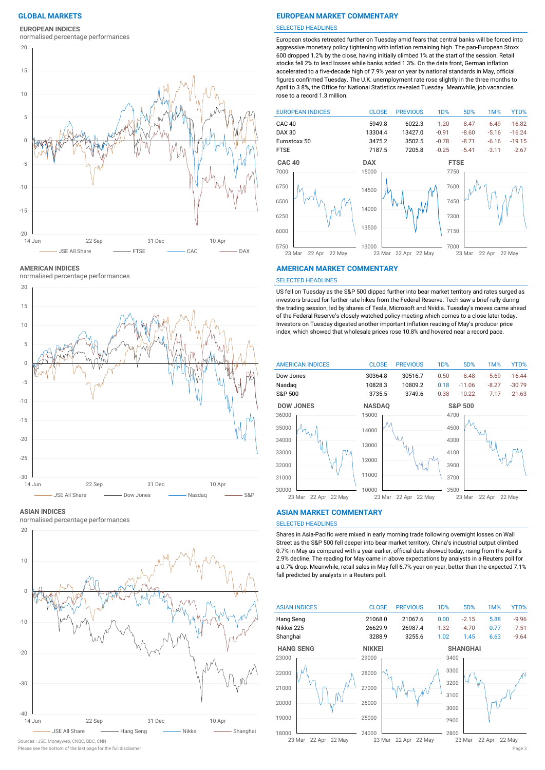# GLOBAL MARKETS

## EUROPEAN INDICES

normalised percentage performances

JSE All Share — FTSE — CAC — DAX

## EUROPEAN MARKET COMMENTARY

SELECTED HEADLINES

European stocks retreated further on Tuesday amid fears that central banks will be forced into aggressive monetary policy tightening with inflation remaining high. The pan-European Stoxx 600 dropped 1.2% by the close, having initially climbed 1% at the start of the session. Retail stocks fell 2% to lead losses while banks added 1.3%. On the data front, German inflation accelerated to a five-decade high of 7.9% year on year by national standards in May, official figures confirmed Tuesday. The U.K. unemployment rate rose slightly in the three months to April to 3.8%, the Office for National Statistics revealed Tuesday. Meanwhile, job vacancies rose to a record 1.3 million.

| EUROPEAN INDICES | CLOSE | PREVIOUS | 1D% | 5D% | 1M% | YTD% |
|---|---|---|---|---|---|---|
| CAC 40 | 5949.8 | 6022.3 | -1.20 | -8.47 | -6.49 | -16.82 |
| DAX 30 | 13304.4 | 13427.0 | -0.91 | -8.60 | -5.16 | -16.24 |
| Eurostoxx 50 | 3475.2 | 3502.5 | -0.78 | -8.71 | -6.16 | -19.15 |
| FTSE | 7187.5 | 7205.8 | -0.25 | -5.41 | -3.11 | -2.67 |

CAC 40 — DAX — FTSE

## AMERICAN INDICES

normalised percentage performances

JSE All Share — Dow Jones — Nasdaq — S&P

## AMERICAN MARKET COMMENTARY

SELECTED HEADLINES

US fell on Tuesday as the S&P 500 dipped further into bear market territory and rates surged as investors braced for further rate hikes from the Federal Reserve. Tech saw a brief rally during the trading session, led by shares of Tesla, Microsoft and Nvidia. Tuesday's moves came ahead of the Federal Reserve's closely watched policy meeting which comes to a close later today. Investors on Tuesday digested another important inflation reading of May's producer price index, which showed that wholesale prices rose 10.8% and hovered near a record pace.

| AMERICAN INDICES | CLOSE | PREVIOUS | 1D% | 5D% | 1M% | YTD% |
|---|---|---|---|---|---|---|
| Dow Jones | 30364.8 | 30516.7 | -0.50 | -8.48 | -5.69 | -16.44 |
| Nasdaq | 10828.3 | 10809.2 | 0.18 | -11.06 | -8.27 | -30.79 |
| S&P 500 | 3735.5 | 3749.6 | -0.38 | -10.22 | -7.17 | -21.63 |

DOW JONES — NASDAQ — S&P 500

## ASIAN INDICES

normalised percentage performances

JSE All Share — Hang Seng — Nikkei — Shanghai

## ASIAN MARKET COMMENTARY

SELECTED HEADLINES

Shares in Asia-Pacific were mixed in early morning trade following overnight losses on Wall Street as the S&P 500 fell deeper into bear market territory. China's industrial output climbed 0.7% in May as compared with a year earlier, official data showed today, rising from the April's 2.9% decline. The reading for May came in above expectations by analysts in a Reuters poll for a 0.7% drop. Meanwhile, retail sales in May fell 6.7% year-on-year, better than the expected 7.1% fall predicted by analysts in a Reuters poll.

| ASIAN INDICES | CLOSE | PREVIOUS | 1D% | 5D% | 1M% | YTD% |
|---|---|---|---|---|---|---|
| Hang Seng | 21068.0 | 21067.6 | 0.00 | -2.15 | 5.88 | -9.96 |
| Nikkei 225 | 26629.9 | 26987.4 | -1.32 | -4.70 | 0.77 | -7.51 |
| Shanghai | 3288.9 | 3255.6 | 1.02 | 1.45 | 6.63 | -9.64 |

HANG SENG — NIKKEI — SHANGHAI

Sources : JSE, Moneyweb, CNBC, BBC, CNN

Please see the bottom of the last page for the full disclaimer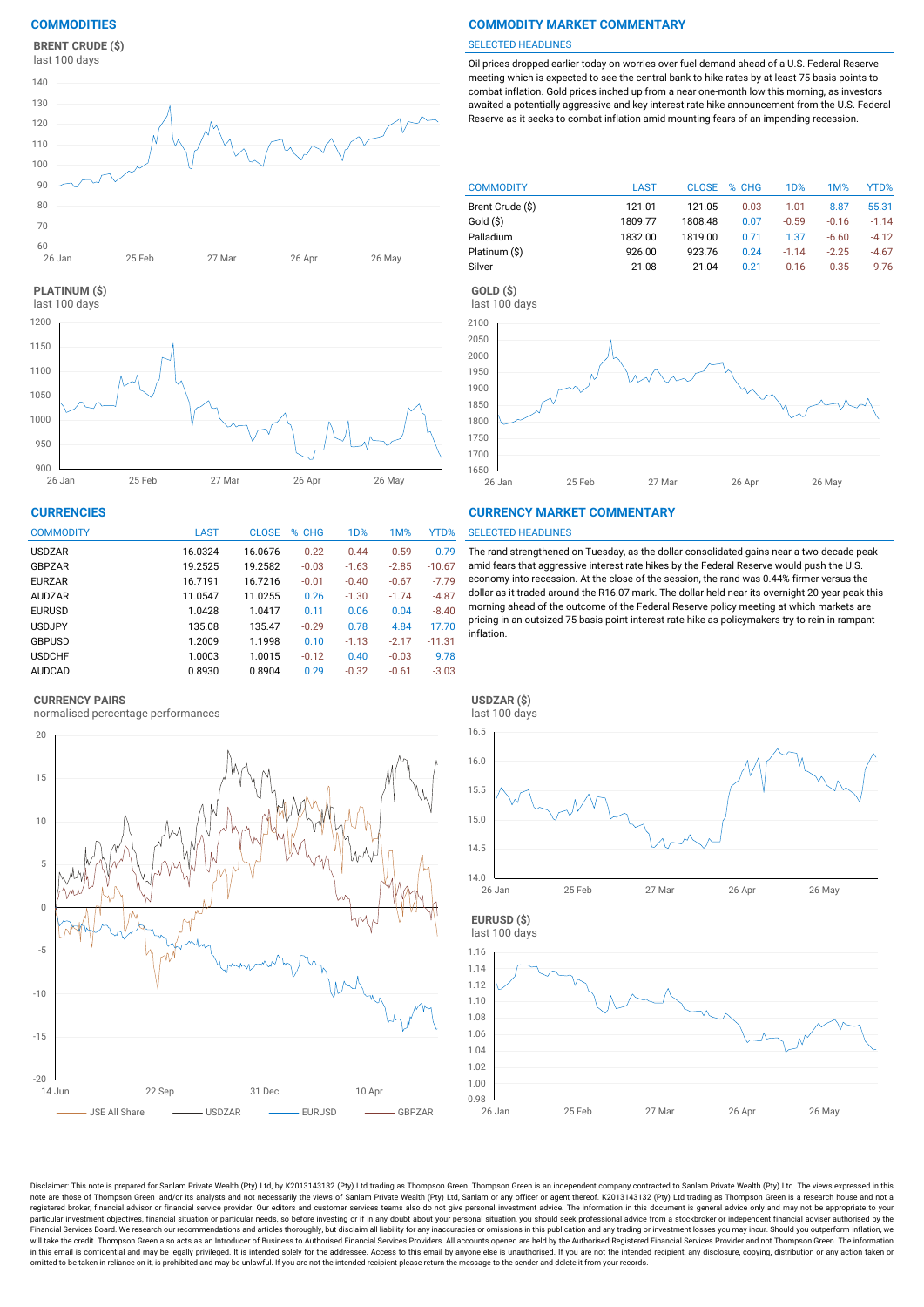## COMMODITIES

**BRENT CRUDE ($)**
last 100 days

140
130
120
110
100
90
80
70
60
26 Jan
25 Feb
27 Mar
26 Apr
26 May

**PLATINUM ($)**
last 100 days

1200
1150
1100
1050
1000
950
900
26 Jan
25 Feb
27 Mar
26 Apr
26 May

## COMMODITY MARKET COMMENTARY

SELECTED HEADLINES

Oil prices dropped earlier today on worries over fuel demand ahead of a U.S. Federal Reserve meeting which is expected to see the central bank to hike rates by at least 75 basis points to combat inflation. Gold prices inched up from a near one-month low this morning, as investors awaited a potentially aggressive and key interest rate hike announcement from the U.S. Federal Reserve as it seeks to combat inflation amid mounting fears of an impending recession.

| COMMODITY | LAST | CLOSE | % CHG | 1D% | 1M% | YTD% |
|---|---|---|---|---|---|---|
| Brent Crude ($) | 121.01 | 121.05 | -0.03 | -1.01 | 8.87 | 55.31 |
| Gold ($) | 1809.77 | 1808.48 | 0.07 | -0.59 | -0.16 | -1.14 |
| Palladium | 1832.00 | 1819.00 | 0.71 | 1.37 | -6.60 | -4.12 |
| Platinum ($) | 926.00 | 923.76 | 0.24 | -1.14 | -2.25 | -4.67 |
| Silver | 21.08 | 21.04 | 0.21 | -0.16 | -0.35 | -9.76 |

**GOLD ($)**
last 100 days

2100
2050
2000
1950
1900
1850
1800
1750
1700
1650
26 Jan
25 Feb
27 Mar
26 Apr
26 May

## CURRENCIES

| COMMODITY | LAST | CLOSE | % CHG | 1D% | 1M% | YTD% |
|---|---|---|---|---|---|---|
| USDZAR | 16.0324 | 16.0676 | -0.22 | -0.44 | -0.59 | 0.79 |
| GBPZAR | 19.2525 | 19.2582 | -0.03 | -1.63 | -2.85 | -10.67 |
| EURZAR | 16.7191 | 16.7216 | -0.01 | -0.40 | -0.67 | -7.79 |
| AUDZAR | 11.0547 | 11.0255 | 0.26 | -1.30 | -1.74 | -4.87 |
| EURUSD | 1.0428 | 1.0417 | 0.11 | 0.06 | 0.04 | -8.40 |
| USDJPY | 135.08 | 135.47 | -0.29 | 0.78 | 4.84 | 17.70 |
| GBPUSD | 1.2009 | 1.1998 | 0.10 | -1.13 | -2.17 | -11.31 |
| USDCHF | 1.0003 | 1.0015 | -0.12 | 0.40 | -0.03 | 9.78 |
| AUDCAD | 0.8930 | 0.8904 | 0.29 | -0.32 | -0.61 | -3.03 |

**CURRENCY PAIRS**
normalised percentage performances

20
15
10
5
0
-5
-10
-15
-20
14 Jun
22 Sep
31 Dec
10 Apr
JSE All Share
USDZAR
EURUSD
GBPZAR

## CURRENCY MARKET COMMENTARY

SELECTED HEADLINES

The rand strengthened on Tuesday, as the dollar consolidated gains near a two-decade peak amid fears that aggressive interest rate hikes by the Federal Reserve would push the U.S. economy into recession. At the close of the session, the rand was 0.44% firmer versus the dollar as it traded around the R16.07 mark. The dollar held near its overnight 20-year peak this morning ahead of the outcome of the Federal Reserve policy meeting at which markets are pricing in an outsized 75 basis point interest rate hike as policymakers try to rein in rampant inflation.

**USDZAR ($)**
last 100 days

16.5
16.0
15.5
15.0
14.5
14.0
26 Jan
25 Feb
27 Mar
26 Apr
26 May

**EURUSD ($)**
last 100 days

1.16
1.14
1.12
1.10
1.08
1.06
1.04
1.02
1.00
0.98
26 Jan
25 Feb
27 Mar
26 Apr
26 May

Disclaimer: This note is prepared for Sanlam Private Wealth (Pty) Ltd, by K2013143132 (Pty) Ltd trading as Thompson Green. Thompson Green is an independent company contracted to Sanlam Private Wealth (Pty) Ltd. The views expressed in this note are those of Thompson Green and/or its analysts and not necessarily the views of Sanlam Private Wealth (Pty) Ltd, Sanlam or any officer or agent thereof. K2013143132 (Pty) Ltd trading as Thompson Green is a research house and not a registered broker, financial advisor or financial service provider. Our editors and customer services teams also do not give personal investment advice. The information in this document is general advice only and may not be appropriate to your particular investment objectives, financial situation or particular needs, so before investing or if in any doubt about your personal situation, you should seek professional advice from a stockbroker or independent financial adviser authorised by the Financial Services Board. We research our recommendations and articles thoroughly, but disclaim all liability for any inaccuracies or omissions in this publication and any trading or investment losses you may incur. Should you outperform inflation, we will take the credit. Thompson Green also acts as an Introducer of Business to Authorised Financial Services Providers. All accounts opened are held by the Authorised Registered Financial Services Provider and not Thompson Green. The information in this email is confidential and may be legally privileged. It is intended solely for the addressee. Access to this email by anyone else is unauthorised. If you are not the intended recipient, any disclosure, copying, distribution or any action taken or omitted to be taken in reliance on it, is prohibited and may be unlawful. If you are not the intended recipient please return the message to the sender and delete it from your records.